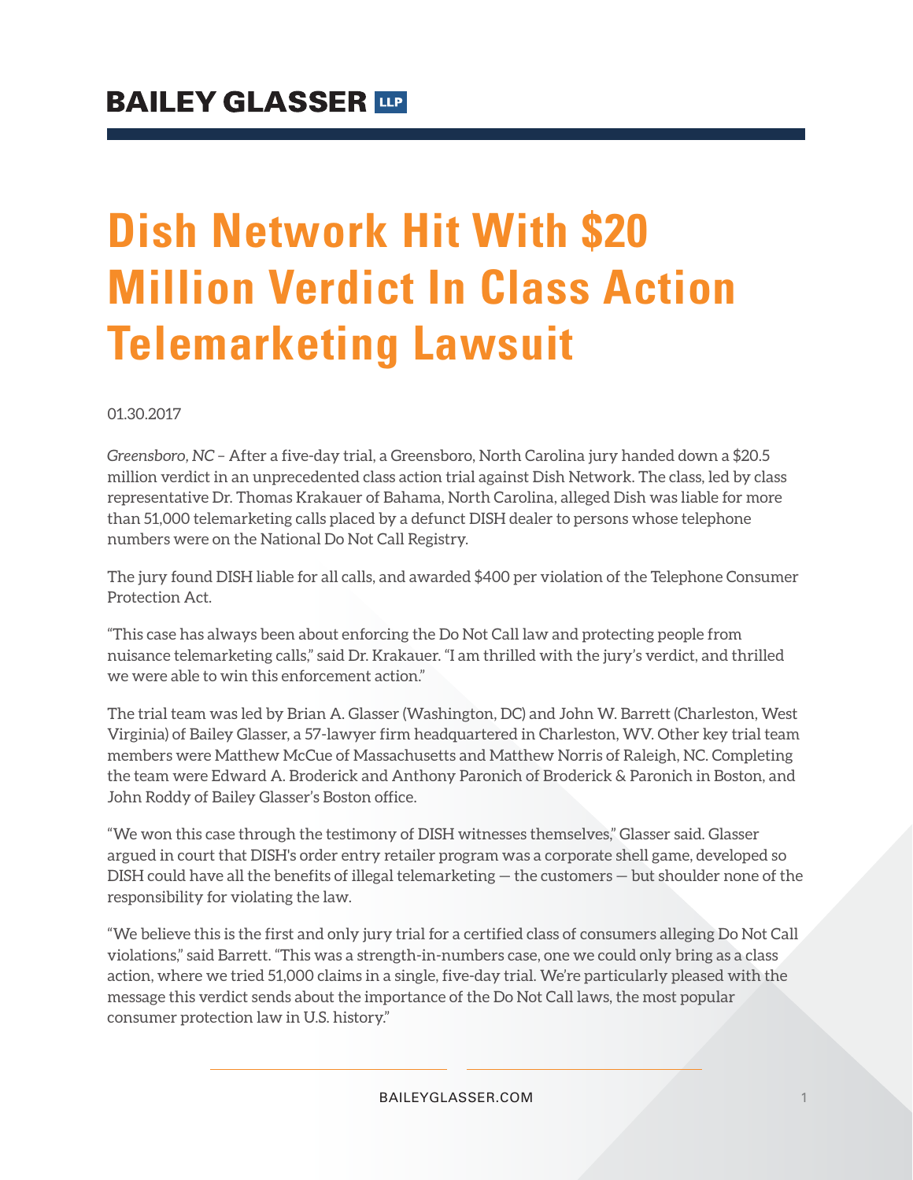BAILEY GLASSER LLP

# Dish Network Hit With $20 Million Verdict In Class Action Telemarketing Lawsuit

01.30.2017

*Greensboro, NC* – After a five-day trial, a Greensboro, North Carolina jury handed down a $20.5 million verdict in an unprecedented class action trial against Dish Network. The class, led by class representative Dr. Thomas Krakauer of Bahama, North Carolina, alleged Dish was liable for more than 51,000 telemarketing calls placed by a defunct DISH dealer to persons whose telephone numbers were on the National Do Not Call Registry.

The jury found DISH liable for all calls, and awarded $400 per violation of the Telephone Consumer Protection Act.

"This case has always been about enforcing the Do Not Call law and protecting people from nuisance telemarketing calls," said Dr. Krakauer. "I am thrilled with the jury's verdict, and thrilled we were able to win this enforcement action."

The trial team was led by Brian A. Glasser (Washington, DC) and John W. Barrett (Charleston, West Virginia) of Bailey Glasser, a 57-lawyer firm headquartered in Charleston, WV. Other key trial team members were Matthew McCue of Massachusetts and Matthew Norris of Raleigh, NC. Completing the team were Edward A. Broderick and Anthony Paronich of Broderick & Paronich in Boston, and John Roddy of Bailey Glasser's Boston office.

"We won this case through the testimony of DISH witnesses themselves," Glasser said. Glasser argued in court that DISH's order entry retailer program was a corporate shell game, developed so DISH could have all the benefits of illegal telemarketing — the customers — but shoulder none of the responsibility for violating the law.

"We believe this is the first and only jury trial for a certified class of consumers alleging Do Not Call violations," said Barrett. "This was a strength-in-numbers case, one we could only bring as a class action, where we tried 51,000 claims in a single, five-day trial. We're particularly pleased with the message this verdict sends about the importance of the Do Not Call laws, the most popular consumer protection law in U.S. history."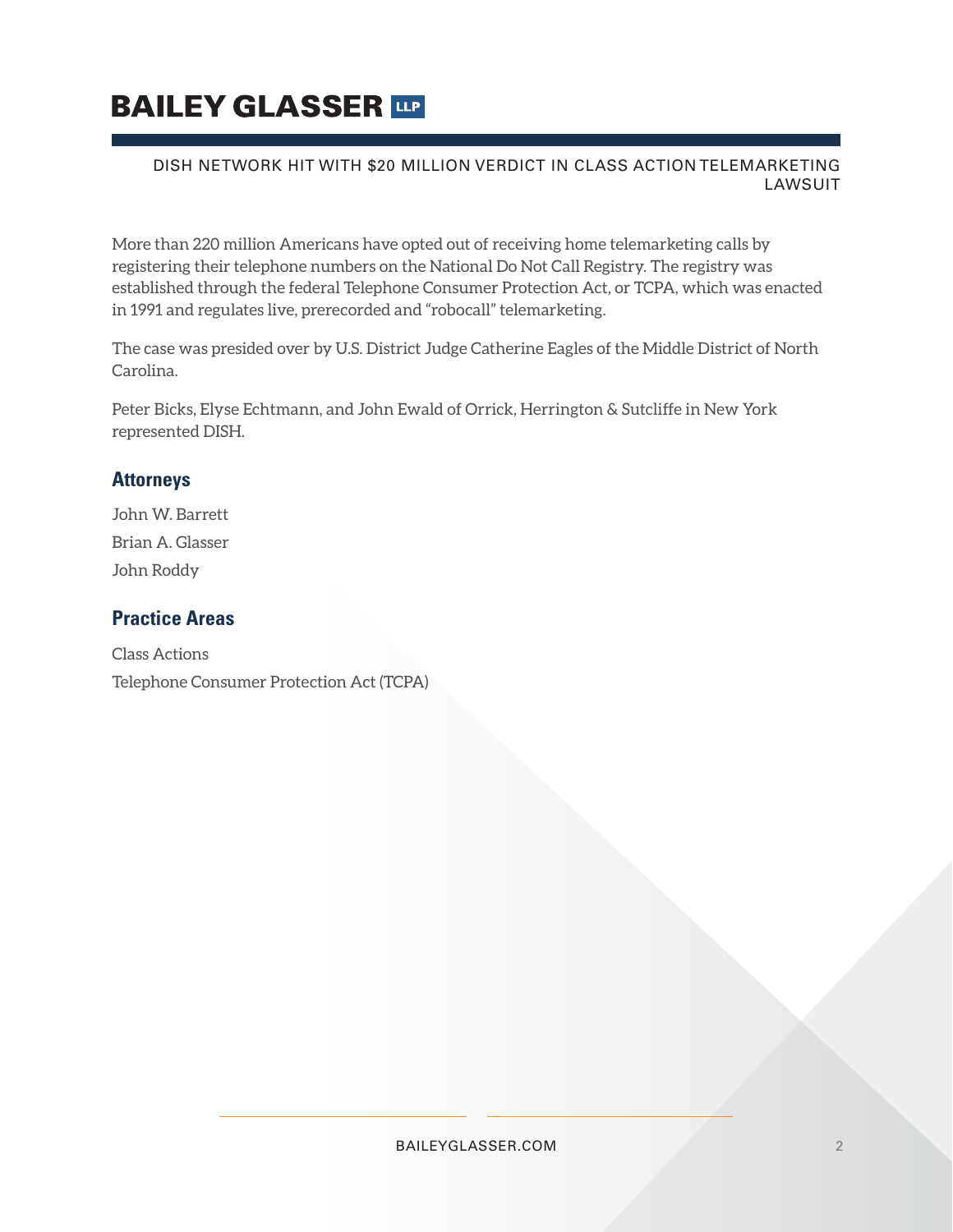More than 220 million Americans have opted out of receiving home telemarketing calls by registering their telephone numbers on the National Do Not Call Registry. The registry was established through the federal Telephone Consumer Protection Act, or TCPA, which was enacted in 1991 and regulates live, prerecorded and “robocall” telemarketing.

The case was presided over by U.S. District Judge Catherine Eagles of the Middle District of North Carolina.

Peter Bicks, Elyse Echtmann, and John Ewald of Orrick, Herrington & Sutcliffe in New York represented DISH.

## Attorneys

John W. Barrett

Brian A. Glasser

John Roddy

## Practice Areas

Class Actions

Telephone Consumer Protection Act (TCPA)